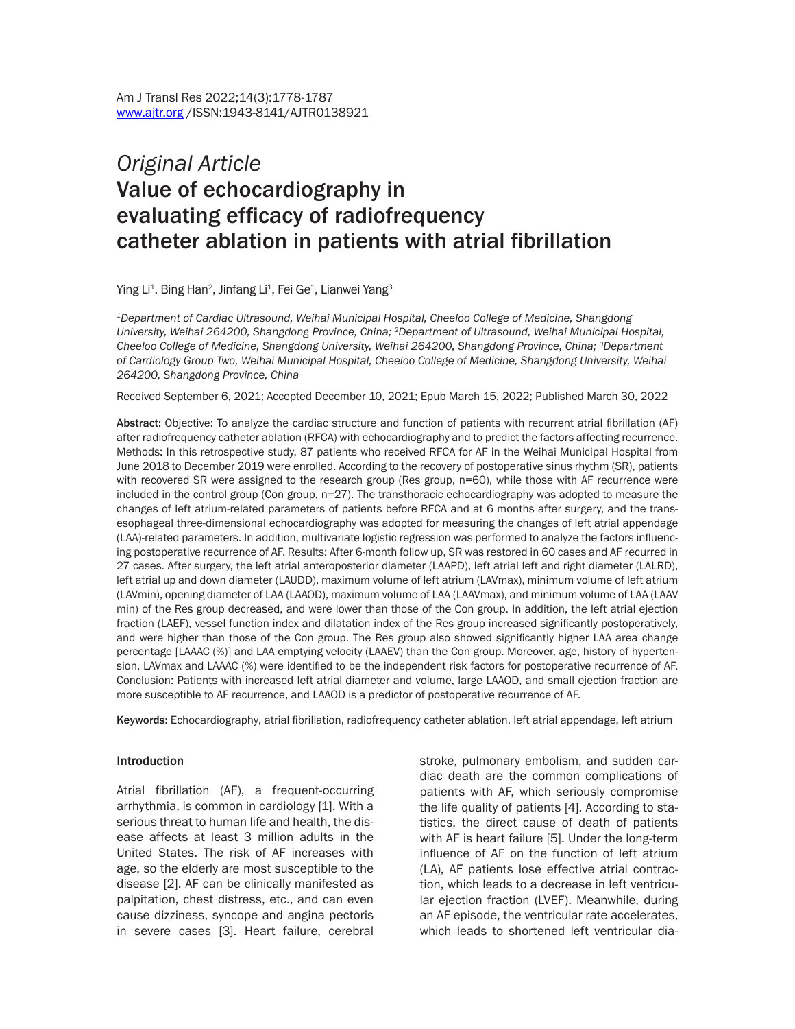*Original Article*

# Value of echocardiography in evaluating efficacy of radiofrequency catheter ablation in patients with atrial fibrillation

Ying Li[1], Bing Han[2], Jinfang Li[1], Fei Ge[1], Lianwei Yang[3]

*[1]Department of Cardiac Ultrasound, Weihai Municipal Hospital, Cheeloo College of Medicine, Shangdong University, Weihai 264200, Shangdong Province, China; [2]Department of Ultrasound, Weihai Municipal Hospital, Cheeloo College of Medicine, Shangdong University, Weihai 264200, Shangdong Province, China; [3]Department of Cardiology Group Two, Weihai Municipal Hospital, Cheeloo College of Medicine, Shangdong University, Weihai 264200, Shangdong Province, China*

Received September 6, 2021; Accepted December 10, 2021; Epub March 15, 2022; Published March 30, 2022

**Abstract:** Objective: To analyze the cardiac structure and function of patients with recurrent atrial fibrillation (AF) after radiofrequency catheter ablation (RFCA) with echocardiography and to predict the factors affecting recurrence. Methods: In this retrospective study, 87 patients who received RFCA for AF in the Weihai Municipal Hospital from June 2018 to December 2019 were enrolled. According to the recovery of postoperative sinus rhythm (SR), patients with recovered SR were assigned to the research group (Res group, n=60), while those with AF recurrence were included in the control group (Con group, n=27). The transthoracic echocardiography was adopted to measure the changes of left atrium-related parameters of patients before RFCA and at 6 months after surgery, and the transesophageal three-dimensional echocardiography was adopted for measuring the changes of left atrial appendage (LAA)-related parameters. In addition, multivariate logistic regression was performed to analyze the factors influencing postoperative recurrence of AF. Results: After 6-month follow up, SR was restored in 60 cases and AF recurred in 27 cases. After surgery, the left atrial anteroposterior diameter (LAAPD), left atrial left and right diameter (LALRD), left atrial up and down diameter (LAUDD), maximum volume of left atrium (LAVmax), minimum volume of left atrium (LAVmin), opening diameter of LAA (LAAOD), maximum volume of LAA (LAAVmax), and minimum volume of LAA (LAAV min) of the Res group decreased, and were lower than those of the Con group. In addition, the left atrial ejection fraction (LAEF), vessel function index and dilatation index of the Res group increased significantly postoperatively, and were higher than those of the Con group. The Res group also showed significantly higher LAA area change percentage [LAAAC (%)] and LAA emptying velocity (LAAEV) than the Con group. Moreover, age, history of hypertension, LAVmax and LAAAC (%) were identified to be the independent risk factors for postoperative recurrence of AF. Conclusion: Patients with increased left atrial diameter and volume, large LAAOD, and small ejection fraction are more susceptible to AF recurrence, and LAAOD is a predictor of postoperative recurrence of AF.

**Keywords:** Echocardiography, atrial fibrillation, radiofrequency catheter ablation, left atrial appendage, left atrium

## Introduction

Atrial fibrillation (AF), a frequent-occurring arrhythmia, is common in cardiology [1]. With a serious threat to human life and health, the disease affects at least 3 million adults in the United States. The risk of AF increases with age, so the elderly are most susceptible to the disease [2]. AF can be clinically manifested as palpitation, chest distress, etc., and can even cause dizziness, syncope and angina pectoris in severe cases [3]. Heart failure, cerebral stroke, pulmonary embolism, and sudden cardiac death are the common complications of patients with AF, which seriously compromise the life quality of patients [4]. According to statistics, the direct cause of death of patients with AF is heart failure [5]. Under the long-term influence of AF on the function of left atrium (LA), AF patients lose effective atrial contraction, which leads to a decrease in left ventricular ejection fraction (LVEF). Meanwhile, during an AF episode, the ventricular rate accelerates, which leads to shortened left ventricular dia-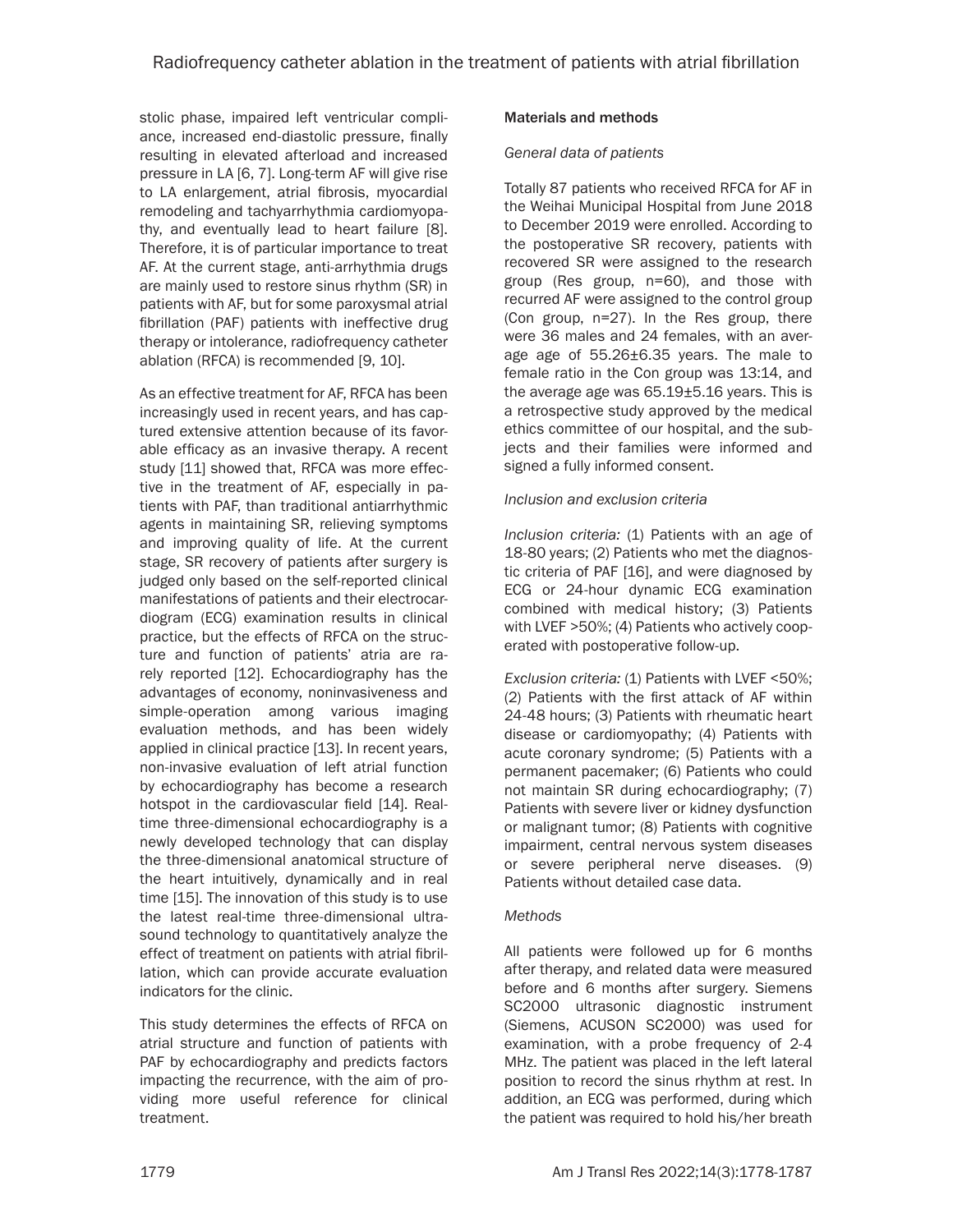stolic phase, impaired left ventricular compliance, increased end-diastolic pressure, finally resulting in elevated afterload and increased pressure in LA [6, 7]. Long-term AF will give rise to LA enlargement, atrial fibrosis, myocardial remodeling and tachyarrhythmia cardiomyopathy, and eventually lead to heart failure [8]. Therefore, it is of particular importance to treat AF. At the current stage, anti-arrhythmia drugs are mainly used to restore sinus rhythm (SR) in patients with AF, but for some paroxysmal atrial fibrillation (PAF) patients with ineffective drug therapy or intolerance, radiofrequency catheter ablation (RFCA) is recommended [9, 10].

As an effective treatment for AF, RFCA has been increasingly used in recent years, and has captured extensive attention because of its favorable efficacy as an invasive therapy. A recent study [11] showed that, RFCA was more effective in the treatment of AF, especially in patients with PAF, than traditional antiarrhythmic agents in maintaining SR, relieving symptoms and improving quality of life. At the current stage, SR recovery of patients after surgery is judged only based on the self-reported clinical manifestations of patients and their electrocardiogram (ECG) examination results in clinical practice, but the effects of RFCA on the structure and function of patients' atria are rarely reported [12]. Echocardiography has the advantages of economy, noninvasiveness and simple-operation among various imaging evaluation methods, and has been widely applied in clinical practice [13]. In recent years, non-invasive evaluation of left atrial function by echocardiography has become a research hotspot in the cardiovascular field [14]. Real-time three-dimensional echocardiography is a newly developed technology that can display the three-dimensional anatomical structure of the heart intuitively, dynamically and in real time [15]. The innovation of this study is to use the latest real-time three-dimensional ultrasound technology to quantitatively analyze the effect of treatment on patients with atrial fibrillation, which can provide accurate evaluation indicators for the clinic.

This study determines the effects of RFCA on atrial structure and function of patients with PAF by echocardiography and predicts factors impacting the recurrence, with the aim of providing more useful reference for clinical treatment.

## Materials and methods

### *General data of patients*

Totally 87 patients who received RFCA for AF in the Weihai Municipal Hospital from June 2018 to December 2019 were enrolled. According to the postoperative SR recovery, patients with recovered SR were assigned to the research group (Res group, n=60), and those with recurred AF were assigned to the control group (Con group, n=27). In the Res group, there were 36 males and 24 females, with an average age of 55.26±6.35 years. The male to female ratio in the Con group was 13:14, and the average age was 65.19±5.16 years. This is a retrospective study approved by the medical ethics committee of our hospital, and the subjects and their families were informed and signed a fully informed consent.

### *Inclusion and exclusion criteria*

*Inclusion criteria:* (1) Patients with an age of 18-80 years; (2) Patients who met the diagnostic criteria of PAF [16], and were diagnosed by ECG or 24-hour dynamic ECG examination combined with medical history; (3) Patients with LVEF >50%; (4) Patients who actively cooperated with postoperative follow-up.

*Exclusion criteria:* (1) Patients with LVEF <50%; (2) Patients with the first attack of AF within 24-48 hours; (3) Patients with rheumatic heart disease or cardiomyopathy; (4) Patients with acute coronary syndrome; (5) Patients with a permanent pacemaker; (6) Patients who could not maintain SR during echocardiography; (7) Patients with severe liver or kidney dysfunction or malignant tumor; (8) Patients with cognitive impairment, central nervous system diseases or severe peripheral nerve diseases. (9) Patients without detailed case data.

### *Methods*

All patients were followed up for 6 months after therapy, and related data were measured before and 6 months after surgery. Siemens SC2000 ultrasonic diagnostic instrument (Siemens, ACUSON SC2000) was used for examination, with a probe frequency of 2-4 MHz. The patient was placed in the left lateral position to record the sinus rhythm at rest. In addition, an ECG was performed, during which the patient was required to hold his/her breath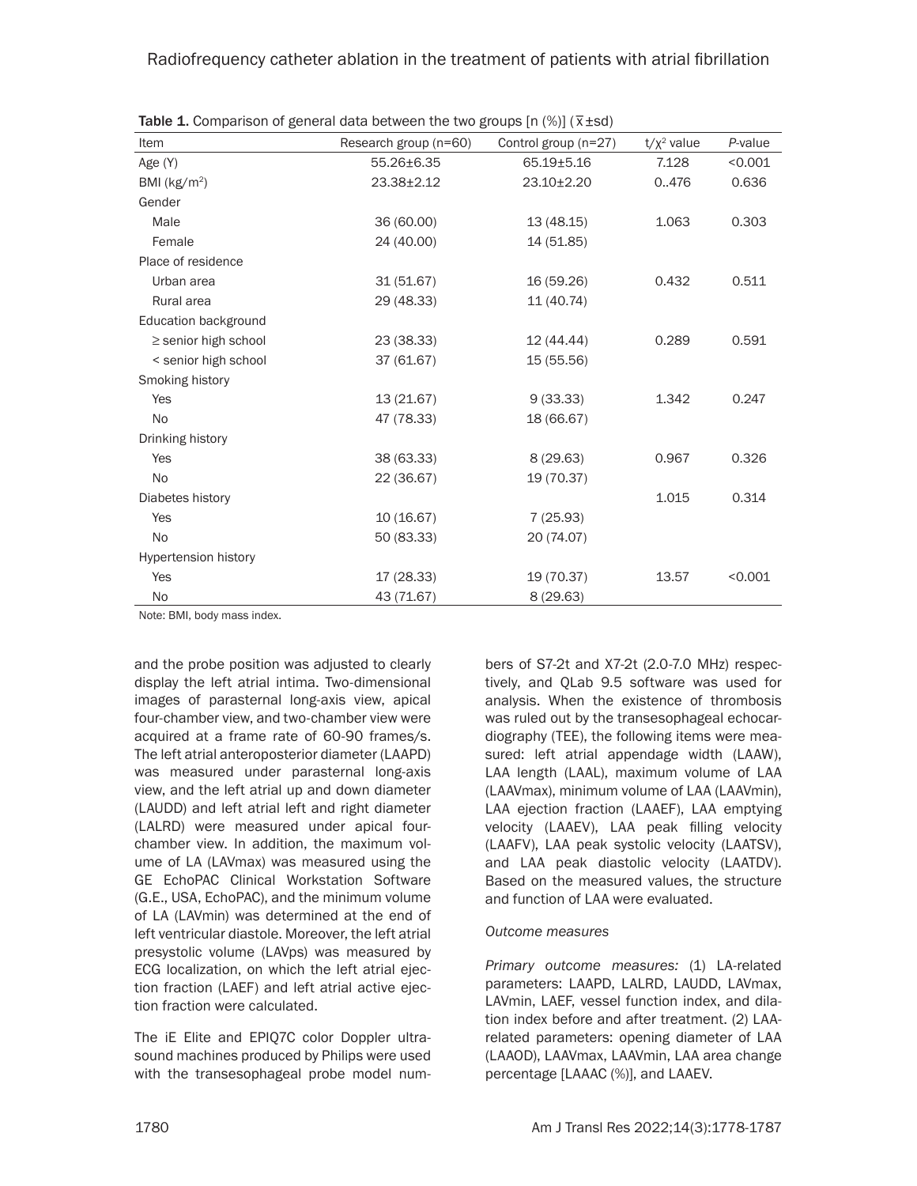**Table 1.** Comparison of general data between the two groups [n (%)] ($\bar{x}$±sd)

| Item | Research group (n=60) | Control group (n=27) | $t/\chi^2$ value | *P*-value |
|---|---|---|---|---|
| Age (Y) | 55.26±6.35 | 65.19±5.16 | 7.128 | <0.001 |
| BMI (kg/m$^2$) | 23.38±2.12 | 23.10±2.20 | 0..476 | 0.636 |
| Gender | | | | |
| Male | 36 (60.00) | 13 (48.15) | 1.063 | 0.303 |
| Female | 24 (40.00) | 14 (51.85) | | |
| Place of residence | | | | |
| Urban area | 31 (51.67) | 16 (59.26) | 0.432 | 0.511 |
| Rural area | 29 (48.33) | 11 (40.74) | | |
| Education background | | | | |
| ≥ senior high school | 23 (38.33) | 12 (44.44) | 0.289 | 0.591 |
| < senior high school | 37 (61.67) | 15 (55.56) | | |
| Smoking history | | | | |
| Yes | 13 (21.67) | 9 (33.33) | 1.342 | 0.247 |
| No | 47 (78.33) | 18 (66.67) | | |
| Drinking history | | | | |
| Yes | 38 (63.33) | 8 (29.63) | 0.967 | 0.326 |
| No | 22 (36.67) | 19 (70.37) | | |
| Diabetes history | | | 1.015 | 0.314 |
| Yes | 10 (16.67) | 7 (25.93) | | |
| No | 50 (83.33) | 20 (74.07) | | |
| Hypertension history | | | | |
| Yes | 17 (28.33) | 19 (70.37) | 13.57 | <0.001 |
| No | 43 (71.67) | 8 (29.63) | | |

Note: BMI, body mass index.

and the probe position was adjusted to clearly display the left atrial intima. Two-dimensional images of parasternal long-axis view, apical four-chamber view, and two-chamber view were acquired at a frame rate of 60-90 frames/s. The left atrial anteroposterior diameter (LAAPD) was measured under parasternal long-axis view, and the left atrial up and down diameter (LAUDD) and left atrial left and right diameter (LALRD) were measured under apical four-chamber view. In addition, the maximum volume of LA (LAVmax) was measured using the GE EchoPAC Clinical Workstation Software (G.E., USA, EchoPAC), and the minimum volume of LA (LAVmin) was determined at the end of left ventricular diastole. Moreover, the left atrial presystolic volume (LAVps) was measured by ECG localization, on which the left atrial ejection fraction (LAEF) and left atrial active ejection fraction were calculated.

The iE Elite and EPIQ7C color Doppler ultrasound machines produced by Philips were used with the transesophageal probe model numbers of S7-2t and X7-2t (2.0-7.0 MHz) respectively, and QLab 9.5 software was used for analysis. When the existence of thrombosis was ruled out by the transesophageal echocardiography (TEE), the following items were measured: left atrial appendage width (LAAW), LAA length (LAAL), maximum volume of LAA (LAAVmax), minimum volume of LAA (LAAVmin), LAA ejection fraction (LAAEF), LAA emptying velocity (LAAEV), LAA peak filling velocity (LAAFV), LAA peak systolic velocity (LAATSV), and LAA peak diastolic velocity (LAATDV). Based on the measured values, the structure and function of LAA were evaluated.

*Outcome measures*

*Primary outcome measures:* (1) LA-related parameters: LAAPD, LALRD, LAUDD, LAVmax, LAVmin, LAEF, vessel function index, and dilation index before and after treatment. (2) LAA-related parameters: opening diameter of LAA (LAAOD), LAAVmax, LAAVmin, LAA area change percentage [LAAAC (%)], and LAAEV.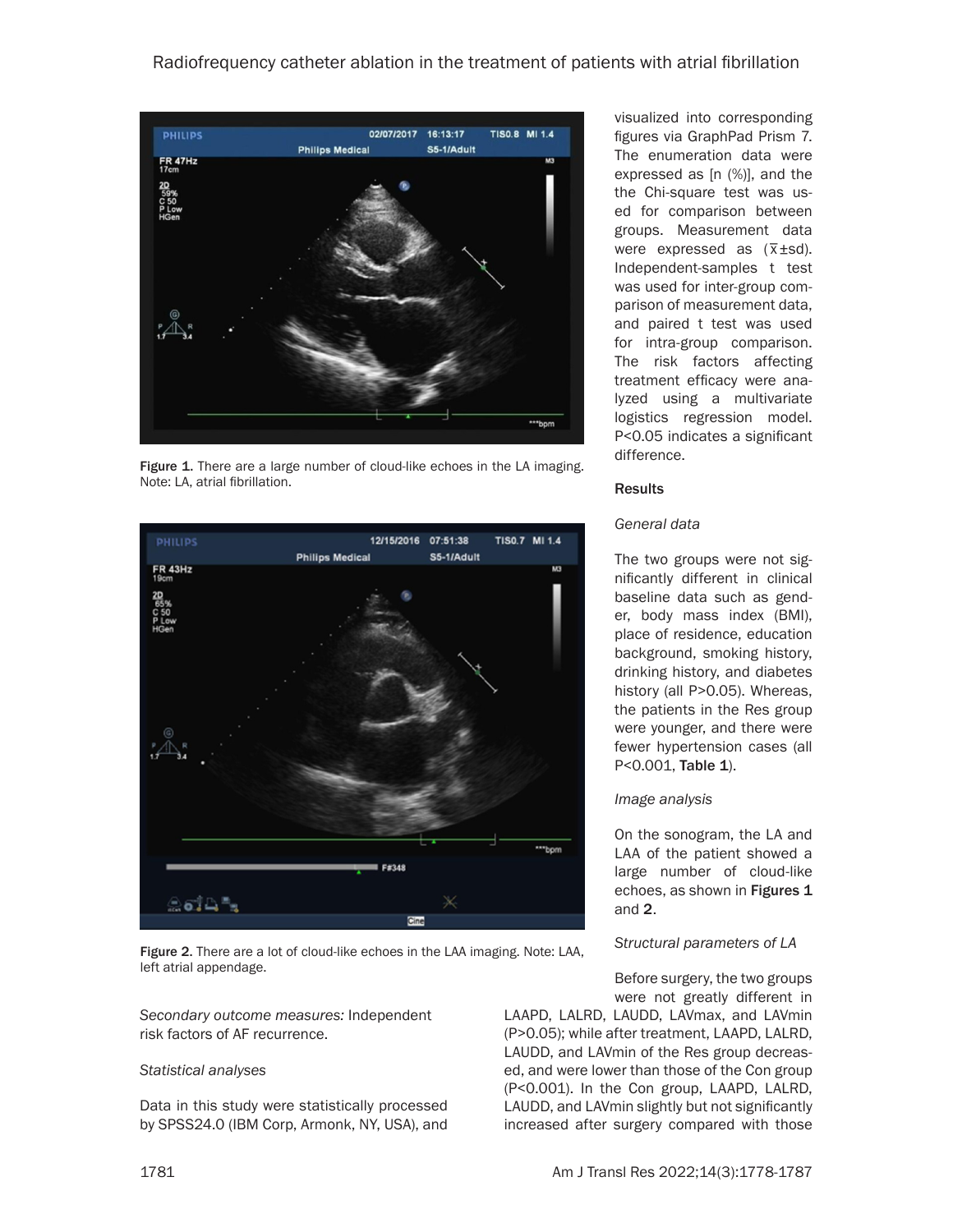Figure 1. There are a large number of cloud-like echoes in the LA imaging. Note: LA, atrial fibrillation.

Figure 2. There are a lot of cloud-like echoes in the LAA imaging. Note: LAA, left atrial appendage.

*Secondary outcome measures:* Independent risk factors of AF recurrence.

*Statistical analyses*

Data in this study were statistically processed by SPSS24.0 (IBM Corp, Armonk, NY, USA), and visualized into corresponding figures via GraphPad Prism 7. The enumeration data were expressed as [n (%)], and the the Chi-square test was used for comparison between groups. Measurement data were expressed as ($\bar{x}$±sd). Independent-samples t test was used for inter-group comparison of measurement data, and paired t test was used for intra-group comparison. The risk factors affecting treatment efficacy were analyzed using a multivariate logistics regression model. P<0.05 indicates a significant difference.

## Results

*General data*

The two groups were not significantly different in clinical baseline data such as gender, body mass index (BMI), place of residence, education background, smoking history, drinking history, and diabetes history (all P>0.05). Whereas, the patients in the Res group were younger, and there were fewer hypertension cases (all P<0.001, **Table 1**).

*Image analysis*

On the sonogram, the LA and LAA of the patient showed a large number of cloud-like echoes, as shown in **Figures 1** and **2**.

*Structural parameters of LA*

Before surgery, the two groups were not greatly different in LAAPD, LALRD, LAUDD, LAVmax, and LAVmin (P>0.05); while after treatment, LAAPD, LALRD, LAUDD, and LAVmin of the Res group decreased, and were lower than those of the Con group (P<0.001). In the Con group, LAAPD, LALRD, LAUDD, and LAVmin slightly but not significantly increased after surgery compared with those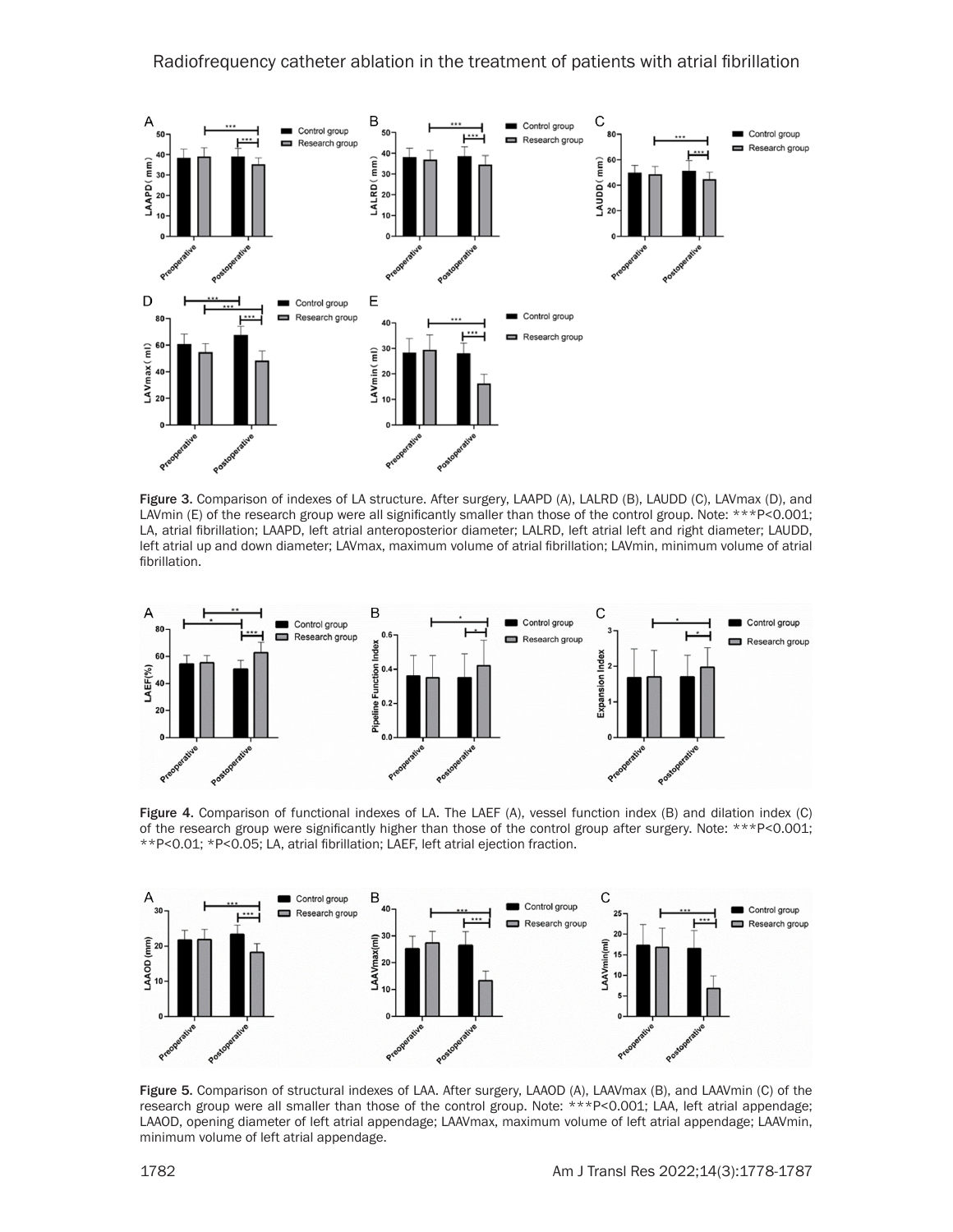Figure 3. Comparison of indexes of LA structure. After surgery, LAAPD (A), LALRD (B), LAUDD (C), LAVmax (D), and LAVmin (E) of the research group were all significantly smaller than those of the control group. Note: ***P<0.001; LA, atrial fibrillation; LAAPD, left atrial anteroposterior diameter; LALRD, left atrial left and right diameter; LAUDD, left atrial up and down diameter; LAVmax, maximum volume of atrial fibrillation; LAVmin, minimum volume of atrial fibrillation.

Figure 4. Comparison of functional indexes of LA. The LAEF (A), vessel function index (B) and dilation index (C) of the research group were significantly higher than those of the control group after surgery. Note: ***P<0.001; **P<0.01; *P<0.05; LA, atrial fibrillation; LAEF, left atrial ejection fraction.

Figure 5. Comparison of structural indexes of LAA. After surgery, LAAOD (A), LAAVmax (B), and LAAVmin (C) of the research group were all smaller than those of the control group. Note: ***P<0.001; LAA, left atrial appendage; LAAOD, opening diameter of left atrial appendage; LAAVmax, maximum volume of left atrial appendage; LAAVmin, minimum volume of left atrial appendage.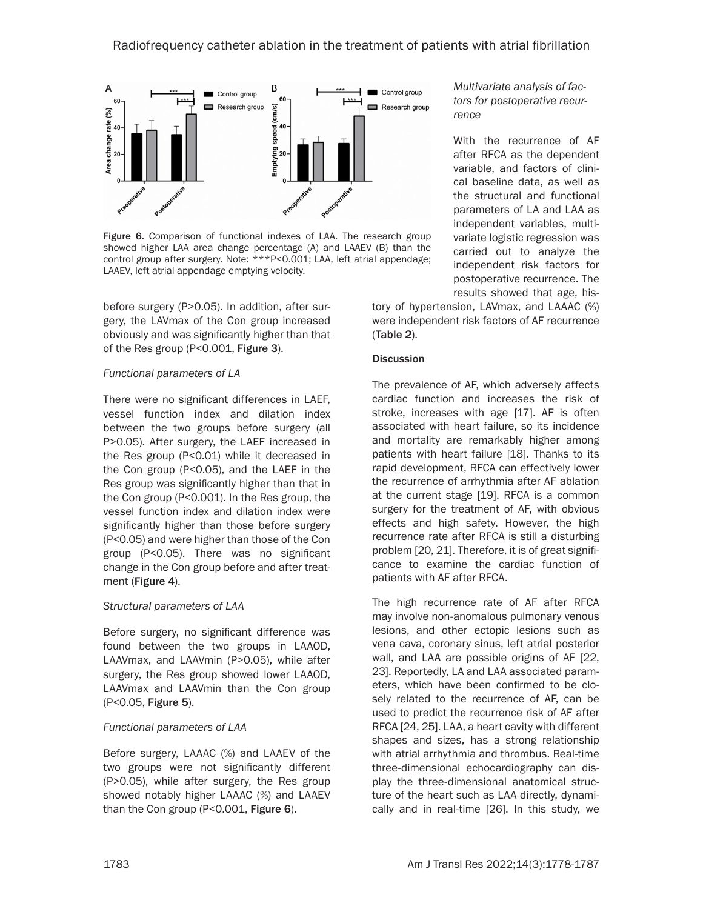Figure 6. Comparison of functional indexes of LAA. The research group showed higher LAA area change percentage (A) and LAAEV (B) than the control group after surgery. Note: ***P<0.001; LAA, left atrial appendage; LAAEV, left atrial appendage emptying velocity.

before surgery (P>0.05). In addition, after surgery, the LAVmax of the Con group increased obviously and was significantly higher than that of the Res group (P<0.001, **Figure 3**).

*Functional parameters of LA*

There were no significant differences in LAEF, vessel function index and dilation index between the two groups before surgery (all P>0.05). After surgery, the LAEF increased in the Res group (P<0.01) while it decreased in the Con group (P<0.05), and the LAEF in the Res group was significantly higher than that in the Con group (P<0.001). In the Res group, the vessel function index and dilation index were significantly higher than those before surgery (P<0.05) and were higher than those of the Con group (P<0.05). There was no significant change in the Con group before and after treatment (**Figure 4**).

*Structural parameters of LAA*

Before surgery, no significant difference was found between the two groups in LAAOD, LAAVmax, and LAAVmin (P>0.05), while after surgery, the Res group showed lower LAAOD, LAAVmax and LAAVmin than the Con group (P<0.05, **Figure 5**).

*Functional parameters of LAA*

Before surgery, LAAAC (%) and LAAEV of the two groups were not significantly different (P>0.05), while after surgery, the Res group showed notably higher LAAAC (%) and LAAEV than the Con group (P<0.001, **Figure 6**).

*Multivariate analysis of factors for postoperative recurrence*

With the recurrence of AF after RFCA as the dependent variable, and factors of clinical baseline data, as well as the structural and functional parameters of LA and LAA as independent variables, multivariate logistic regression was carried out to analyze the independent risk factors for postoperative recurrence. The results showed that age, history of hypertension, LAVmax, and LAAAC (%) were independent risk factors of AF recurrence (**Table 2**).

## Discussion

The prevalence of AF, which adversely affects cardiac function and increases the risk of stroke, increases with age [17]. AF is often associated with heart failure, so its incidence and mortality are remarkably higher among patients with heart failure [18]. Thanks to its rapid development, RFCA can effectively lower the recurrence of arrhythmia after AF ablation at the current stage [19]. RFCA is a common surgery for the treatment of AF, with obvious effects and high safety. However, the high recurrence rate after RFCA is still a disturbing problem [20, 21]. Therefore, it is of great significance to examine the cardiac function of patients with AF after RFCA.

The high recurrence rate of AF after RFCA may involve non-anomalous pulmonary venous lesions, and other ectopic lesions such as vena cava, coronary sinus, left atrial posterior wall, and LAA are possible origins of AF [22, 23]. Reportedly, LA and LAA associated parameters, which have been confirmed to be closely related to the recurrence of AF, can be used to predict the recurrence risk of AF after RFCA [24, 25]. LAA, a heart cavity with different shapes and sizes, has a strong relationship with atrial arrhythmia and thrombus. Real-time three-dimensional echocardiography can display the three-dimensional anatomical structure of the heart such as LAA directly, dynamically and in real-time [26]. In this study, we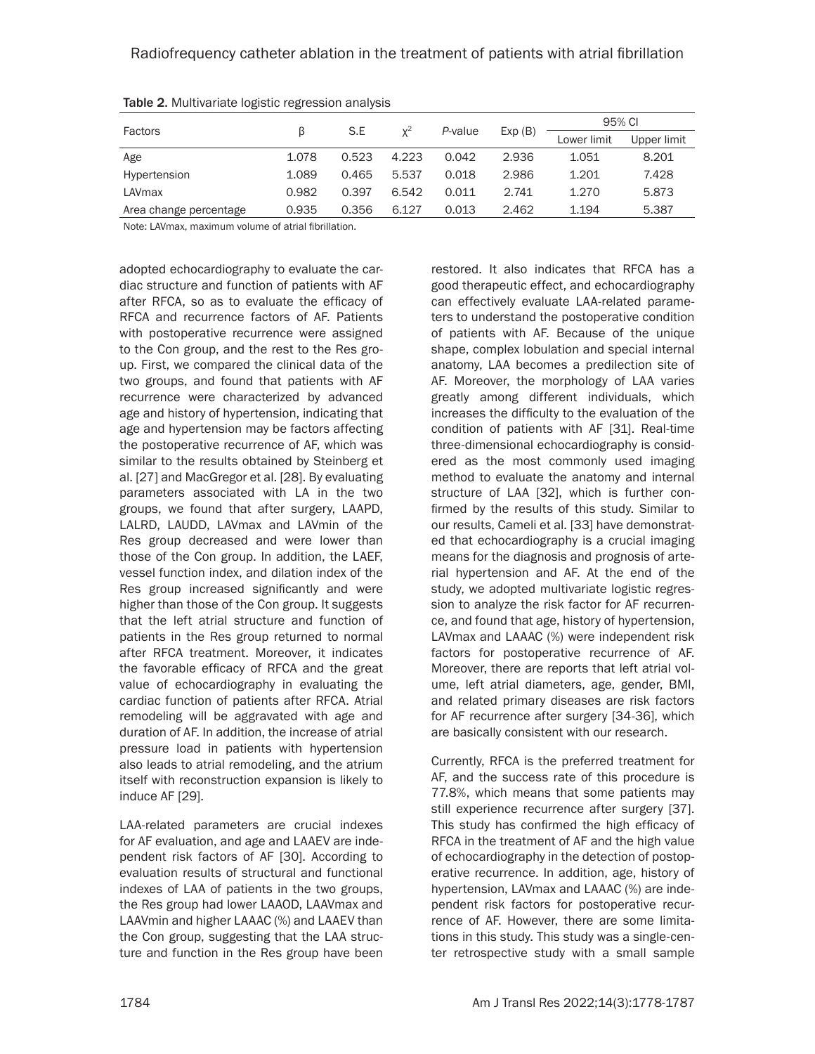Table 2. Multivariate logistic regression analysis

| Factors | β | S.E | $\chi^2$ | *P*-value | Exp (B) | 95% CI | |
|---|---|---|---|---|---|---|---|
| | | | | | | Lower limit | Upper limit |
| Age | 1.078 | 0.523 | 4.223 | 0.042 | 2.936 | 1.051 | 8.201 |
| Hypertension | 1.089 | 0.465 | 5.537 | 0.018 | 2.986 | 1.201 | 7.428 |
| LAVmax | 0.982 | 0.397 | 6.542 | 0.011 | 2.741 | 1.270 | 5.873 |
| Area change percentage | 0.935 | 0.356 | 6.127 | 0.013 | 2.462 | 1.194 | 5.387 |

Note: LAVmax, maximum volume of atrial fibrillation.

adopted echocardiography to evaluate the cardiac structure and function of patients with AF after RFCA, so as to evaluate the efficacy of RFCA and recurrence factors of AF. Patients with postoperative recurrence were assigned to the Con group, and the rest to the Res group. First, we compared the clinical data of the two groups, and found that patients with AF recurrence were characterized by advanced age and history of hypertension, indicating that age and hypertension may be factors affecting the postoperative recurrence of AF, which was similar to the results obtained by Steinberg et al. [27] and MacGregor et al. [28]. By evaluating parameters associated with LA in the two groups, we found that after surgery, LAAPD, LALRD, LAUDD, LAVmax and LAVmin of the Res group decreased and were lower than those of the Con group. In addition, the LAEF, vessel function index, and dilation index of the Res group increased significantly and were higher than those of the Con group. It suggests that the left atrial structure and function of patients in the Res group returned to normal after RFCA treatment. Moreover, it indicates the favorable efficacy of RFCA and the great value of echocardiography in evaluating the cardiac function of patients after RFCA. Atrial remodeling will be aggravated with age and duration of AF. In addition, the increase of atrial pressure load in patients with hypertension also leads to atrial remodeling, and the atrium itself with reconstruction expansion is likely to induce AF [29].

LAA-related parameters are crucial indexes for AF evaluation, and age and LAAEV are independent risk factors of AF [30]. According to evaluation results of structural and functional indexes of LAA of patients in the two groups, the Res group had lower LAAOD, LAAVmax and LAAVmin and higher LAAAC (%) and LAAEV than the Con group, suggesting that the LAA structure and function in the Res group have been restored. It also indicates that RFCA has a good therapeutic effect, and echocardiography can effectively evaluate LAA-related parameters to understand the postoperative condition of patients with AF. Because of the unique shape, complex lobulation and special internal anatomy, LAA becomes a predilection site of AF. Moreover, the morphology of LAA varies greatly among different individuals, which increases the difficulty to the evaluation of the condition of patients with AF [31]. Real-time three-dimensional echocardiography is considered as the most commonly used imaging method to evaluate the anatomy and internal structure of LAA [32], which is further confirmed by the results of this study. Similar to our results, Cameli et al. [33] have demonstrated that echocardiography is a crucial imaging means for the diagnosis and prognosis of arterial hypertension and AF. At the end of the study, we adopted multivariate logistic regression to analyze the risk factor for AF recurrence, and found that age, history of hypertension, LAVmax and LAAAC (%) were independent risk factors for postoperative recurrence of AF. Moreover, there are reports that left atrial volume, left atrial diameters, age, gender, BMI, and related primary diseases are risk factors for AF recurrence after surgery [34-36], which are basically consistent with our research.

Currently, RFCA is the preferred treatment for AF, and the success rate of this procedure is 77.8%, which means that some patients may still experience recurrence after surgery [37]. This study has confirmed the high efficacy of RFCA in the treatment of AF and the high value of echocardiography in the detection of postoperative recurrence. In addition, age, history of hypertension, LAVmax and LAAAC (%) are independent risk factors for postoperative recurrence of AF. However, there are some limitations in this study. This study was a single-center retrospective study with a small sample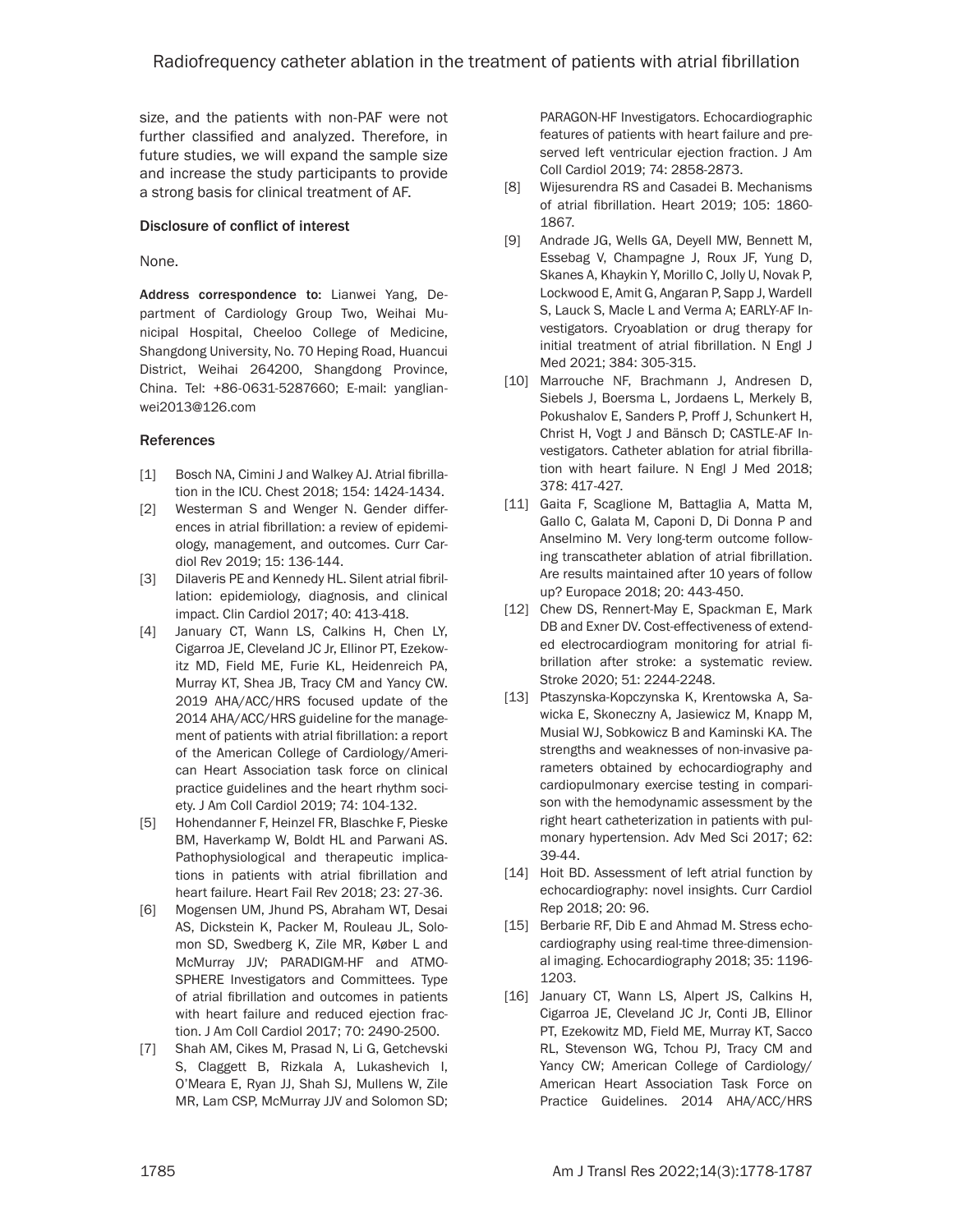size, and the patients with non-PAF were not further classified and analyzed. Therefore, in future studies, we will expand the sample size and increase the study participants to provide a strong basis for clinical treatment of AF.

### Disclosure of conflict of interest

None.

**Address correspondence to:** Lianwei Yang, Department of Cardiology Group Two, Weihai Municipal Hospital, Cheeloo College of Medicine, Shangdong University, No. 70 Heping Road, Huancui District, Weihai 264200, Shangdong Province, China. Tel: +86-0631-5287660; E-mail: yanglianwei2013@126.com

### References

[1] Bosch NA, Cimini J and Walkey AJ. Atrial fibrillation in the ICU. Chest 2018; 154: 1424-1434.

[2] Westerman S and Wenger N. Gender differences in atrial fibrillation: a review of epidemiology, management, and outcomes. Curr Cardiol Rev 2019; 15: 136-144.

[3] Dilaveris PE and Kennedy HL. Silent atrial fibrillation: epidemiology, diagnosis, and clinical impact. Clin Cardiol 2017; 40: 413-418.

[4] January CT, Wann LS, Calkins H, Chen LY, Cigarroa JE, Cleveland JC Jr, Ellinor PT, Ezekowitz MD, Field ME, Furie KL, Heidenreich PA, Murray KT, Shea JB, Tracy CM and Yancy CW. 2019 AHA/ACC/HRS focused update of the 2014 AHA/ACC/HRS guideline for the management of patients with atrial fibrillation: a report of the American College of Cardiology/American Heart Association task force on clinical practice guidelines and the heart rhythm society. J Am Coll Cardiol 2019; 74: 104-132.

[5] Hohendanner F, Heinzel FR, Blaschke F, Pieske BM, Haverkamp W, Boldt HL and Parwani AS. Pathophysiological and therapeutic implications in patients with atrial fibrillation and heart failure. Heart Fail Rev 2018; 23: 27-36.

[6] Mogensen UM, Jhund PS, Abraham WT, Desai AS, Dickstein K, Packer M, Rouleau JL, Solomon SD, Swedberg K, Zile MR, Køber L and McMurray JJV; PARADIGM-HF and ATMOSPHERE Investigators and Committees. Type of atrial fibrillation and outcomes in patients with heart failure and reduced ejection fraction. J Am Coll Cardiol 2017; 70: 2490-2500.

[7] Shah AM, Cikes M, Prasad N, Li G, Getchevski S, Claggett B, Rizkala A, Lukashevich I, O'Meara E, Ryan JJ, Shah SJ, Mullens W, Zile MR, Lam CSP, McMurray JJV and Solomon SD; PARAGON-HF Investigators. Echocardiographic features of patients with heart failure and preserved left ventricular ejection fraction. J Am Coll Cardiol 2019; 74: 2858-2873.

[8] Wijesurendra RS and Casadei B. Mechanisms of atrial fibrillation. Heart 2019; 105: 1860-1867.

[9] Andrade JG, Wells GA, Deyell MW, Bennett M, Essebag V, Champagne J, Roux JF, Yung D, Skanes A, Khaykin Y, Morillo C, Jolly U, Novak P, Lockwood E, Amit G, Angaran P, Sapp J, Wardell S, Lauck S, Macle L and Verma A; EARLY-AF Investigators. Cryoablation or drug therapy for initial treatment of atrial fibrillation. N Engl J Med 2021; 384: 305-315.

[10] Marrouche NF, Brachmann J, Andresen D, Siebels J, Boersma L, Jordaens L, Merkely B, Pokushalov E, Sanders P, Proff J, Schunkert H, Christ H, Vogt J and Bänsch D; CASTLE-AF Investigators. Catheter ablation for atrial fibrillation with heart failure. N Engl J Med 2018; 378: 417-427.

[11] Gaita F, Scaglione M, Battaglia A, Matta M, Gallo C, Galata M, Caponi D, Di Donna P and Anselmino M. Very long-term outcome following transcatheter ablation of atrial fibrillation. Are results maintained after 10 years of follow up? Europace 2018; 20: 443-450.

[12] Chew DS, Rennert-May E, Spackman E, Mark DB and Exner DV. Cost-effectiveness of extended electrocardiogram monitoring for atrial fibrillation after stroke: a systematic review. Stroke 2020; 51: 2244-2248.

[13] Ptaszynska-Kopczynska K, Krentowska A, Sawicka E, Skoneczny A, Jasiewicz M, Knapp M, Musial WJ, Sobkowicz B and Kaminski KA. The strengths and weaknesses of non-invasive parameters obtained by echocardiography and cardiopulmonary exercise testing in comparison with the hemodynamic assessment by the right heart catheterization in patients with pulmonary hypertension. Adv Med Sci 2017; 62: 39-44.

[14] Hoit BD. Assessment of left atrial function by echocardiography: novel insights. Curr Cardiol Rep 2018; 20: 96.

[15] Berbarie RF, Dib E and Ahmad M. Stress echocardiography using real-time three-dimensional imaging. Echocardiography 2018; 35: 1196-1203.

[16] January CT, Wann LS, Alpert JS, Calkins H, Cigarroa JE, Cleveland JC Jr, Conti JB, Ellinor PT, Ezekowitz MD, Field ME, Murray KT, Sacco RL, Stevenson WG, Tchou PJ, Tracy CM and Yancy CW; American College of Cardiology/American Heart Association Task Force on Practice Guidelines. 2014 AHA/ACC/HRS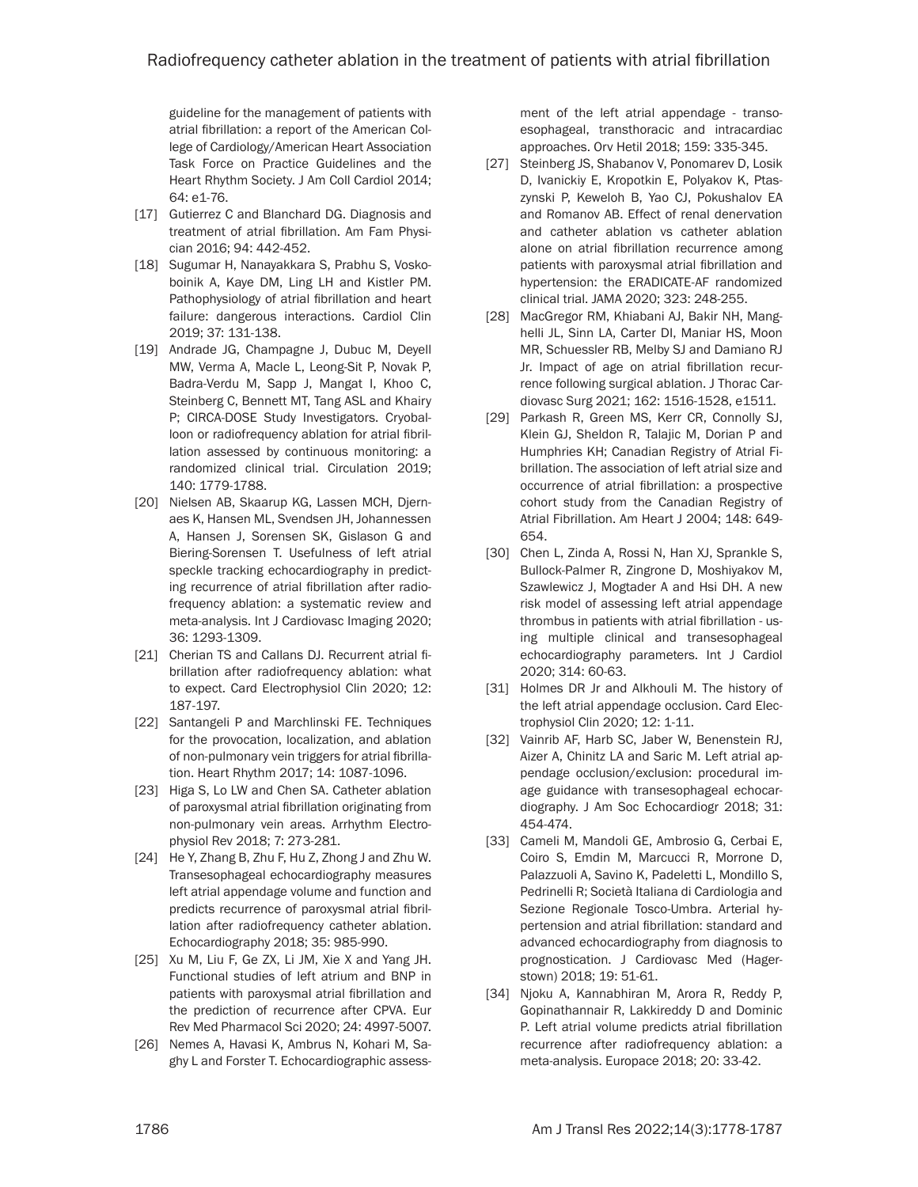guideline for the management of patients with atrial fibrillation: a report of the American College of Cardiology/American Heart Association Task Force on Practice Guidelines and the Heart Rhythm Society. J Am Coll Cardiol 2014; 64: e1-76.

[17] Gutierrez C and Blanchard DG. Diagnosis and treatment of atrial fibrillation. Am Fam Physician 2016; 94: 442-452.

[18] Sugumar H, Nanayakkara S, Prabhu S, Voskoboinik A, Kaye DM, Ling LH and Kistler PM. Pathophysiology of atrial fibrillation and heart failure: dangerous interactions. Cardiol Clin 2019; 37: 131-138.

[19] Andrade JG, Champagne J, Dubuc M, Deyell MW, Verma A, Macle L, Leong-Sit P, Novak P, Badra-Verdu M, Sapp J, Mangat I, Khoo C, Steinberg C, Bennett MT, Tang ASL and Khairy P; CIRCA-DOSE Study Investigators. Cryoballoon or radiofrequency ablation for atrial fibrillation assessed by continuous monitoring: a randomized clinical trial. Circulation 2019; 140: 1779-1788.

[20] Nielsen AB, Skaarup KG, Lassen MCH, Djernaes K, Hansen ML, Svendsen JH, Johannessen A, Hansen J, Sorensen SK, Gislason G and Biering-Sorensen T. Usefulness of left atrial speckle tracking echocardiography in predicting recurrence of atrial fibrillation after radiofrequency ablation: a systematic review and meta-analysis. Int J Cardiovasc Imaging 2020; 36: 1293-1309.

[21] Cherian TS and Callans DJ. Recurrent atrial fibrillation after radiofrequency ablation: what to expect. Card Electrophysiol Clin 2020; 12: 187-197.

[22] Santangeli P and Marchlinski FE. Techniques for the provocation, localization, and ablation of non-pulmonary vein triggers for atrial fibrillation. Heart Rhythm 2017; 14: 1087-1096.

[23] Higa S, Lo LW and Chen SA. Catheter ablation of paroxysmal atrial fibrillation originating from non-pulmonary vein areas. Arrhythm Electrophysiol Rev 2018; 7: 273-281.

[24] He Y, Zhang B, Zhu F, Hu Z, Zhong J and Zhu W. Transesophageal echocardiography measures left atrial appendage volume and function and predicts recurrence of paroxysmal atrial fibrillation after radiofrequency catheter ablation. Echocardiography 2018; 35: 985-990.

[25] Xu M, Liu F, Ge ZX, Li JM, Xie X and Yang JH. Functional studies of left atrium and BNP in patients with paroxysmal atrial fibrillation and the prediction of recurrence after CPVA. Eur Rev Med Pharmacol Sci 2020; 24: 4997-5007.

[26] Nemes A, Havasi K, Ambrus N, Kohari M, Saghy L and Forster T. Echocardiographic assessment of the left atrial appendage - transoesophageal, transthoracic and intracardiac approaches. Orv Hetil 2018; 159: 335-345.

[27] Steinberg JS, Shabanov V, Ponomarev D, Losik D, Ivanickiy E, Kropotkin E, Polyakov K, Ptaszynski P, Keweloh B, Yao CJ, Pokushalov EA and Romanov AB. Effect of renal denervation and catheter ablation vs catheter ablation alone on atrial fibrillation recurrence among patients with paroxysmal atrial fibrillation and hypertension: the ERADICATE-AF randomized clinical trial. JAMA 2020; 323: 248-255.

[28] MacGregor RM, Khiabani AJ, Bakir NH, Manghelli JL, Sinn LA, Carter DI, Maniar HS, Moon MR, Schuessler RB, Melby SJ and Damiano RJ Jr. Impact of age on atrial fibrillation recurrence following surgical ablation. J Thorac Cardiovasc Surg 2021; 162: 1516-1528, e1511.

[29] Parkash R, Green MS, Kerr CR, Connolly SJ, Klein GJ, Sheldon R, Talajic M, Dorian P and Humphries KH; Canadian Registry of Atrial Fibrillation. The association of left atrial size and occurrence of atrial fibrillation: a prospective cohort study from the Canadian Registry of Atrial Fibrillation. Am Heart J 2004; 148: 649-654.

[30] Chen L, Zinda A, Rossi N, Han XJ, Sprankle S, Bullock-Palmer R, Zingrone D, Moshiyakov M, Szawlewicz J, Mogtader A and Hsi DH. A new risk model of assessing left atrial appendage thrombus in patients with atrial fibrillation - using multiple clinical and transesophageal echocardiography parameters. Int J Cardiol 2020; 314: 60-63.

[31] Holmes DR Jr and Alkhouli M. The history of the left atrial appendage occlusion. Card Electrophysiol Clin 2020; 12: 1-11.

[32] Vainrib AF, Harb SC, Jaber W, Benenstein RJ, Aizer A, Chinitz LA and Saric M. Left atrial appendage occlusion/exclusion: procedural image guidance with transesophageal echocardiography. J Am Soc Echocardiogr 2018; 31: 454-474.

[33] Cameli M, Mandoli GE, Ambrosio G, Cerbai E, Coiro S, Emdin M, Marcucci R, Morrone D, Palazzuoli A, Savino K, Padeletti L, Mondillo S, Pedrinelli R; Società Italiana di Cardiologia and Sezione Regionale Tosco-Umbra. Arterial hypertension and atrial fibrillation: standard and advanced echocardiography from diagnosis to prognostication. J Cardiovasc Med (Hagerstown) 2018; 19: 51-61.

[34] Njoku A, Kannabhiran M, Arora R, Reddy P, Gopinathannair R, Lakkireddy D and Dominic P. Left atrial volume predicts atrial fibrillation recurrence after radiofrequency ablation: a meta-analysis. Europace 2018; 20: 33-42.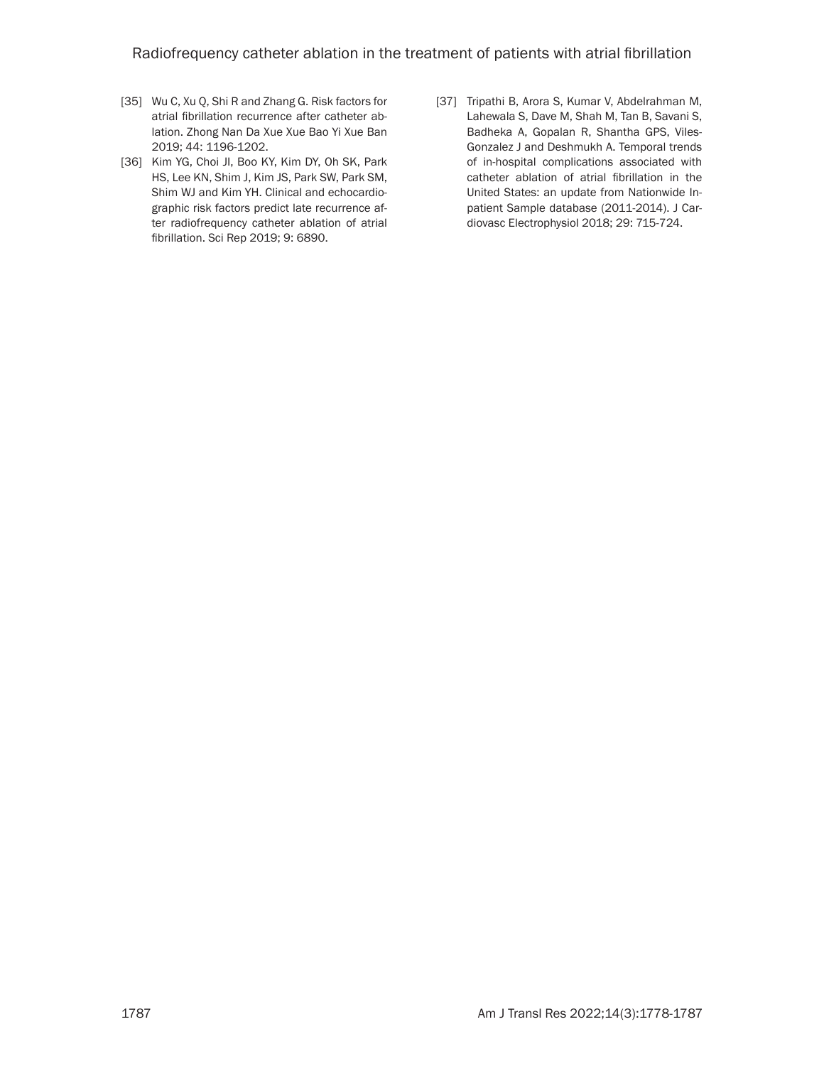[35] Wu C, Xu Q, Shi R and Zhang G. Risk factors for atrial fibrillation recurrence after catheter ablation. Zhong Nan Da Xue Xue Bao Yi Xue Ban 2019; 44: 1196-1202.

[36] Kim YG, Choi JI, Boo KY, Kim DY, Oh SK, Park HS, Lee KN, Shim J, Kim JS, Park SW, Park SM, Shim WJ and Kim YH. Clinical and echocardiographic risk factors predict late recurrence after radiofrequency catheter ablation of atrial fibrillation. Sci Rep 2019; 9: 6890.

[37] Tripathi B, Arora S, Kumar V, Abdelrahman M, Lahewala S, Dave M, Shah M, Tan B, Savani S, Badheka A, Gopalan R, Shantha GPS, Viles-Gonzalez J and Deshmukh A. Temporal trends of in-hospital complications associated with catheter ablation of atrial fibrillation in the United States: an update from Nationwide Inpatient Sample database (2011-2014). J Cardiovasc Electrophysiol 2018; 29: 715-724.